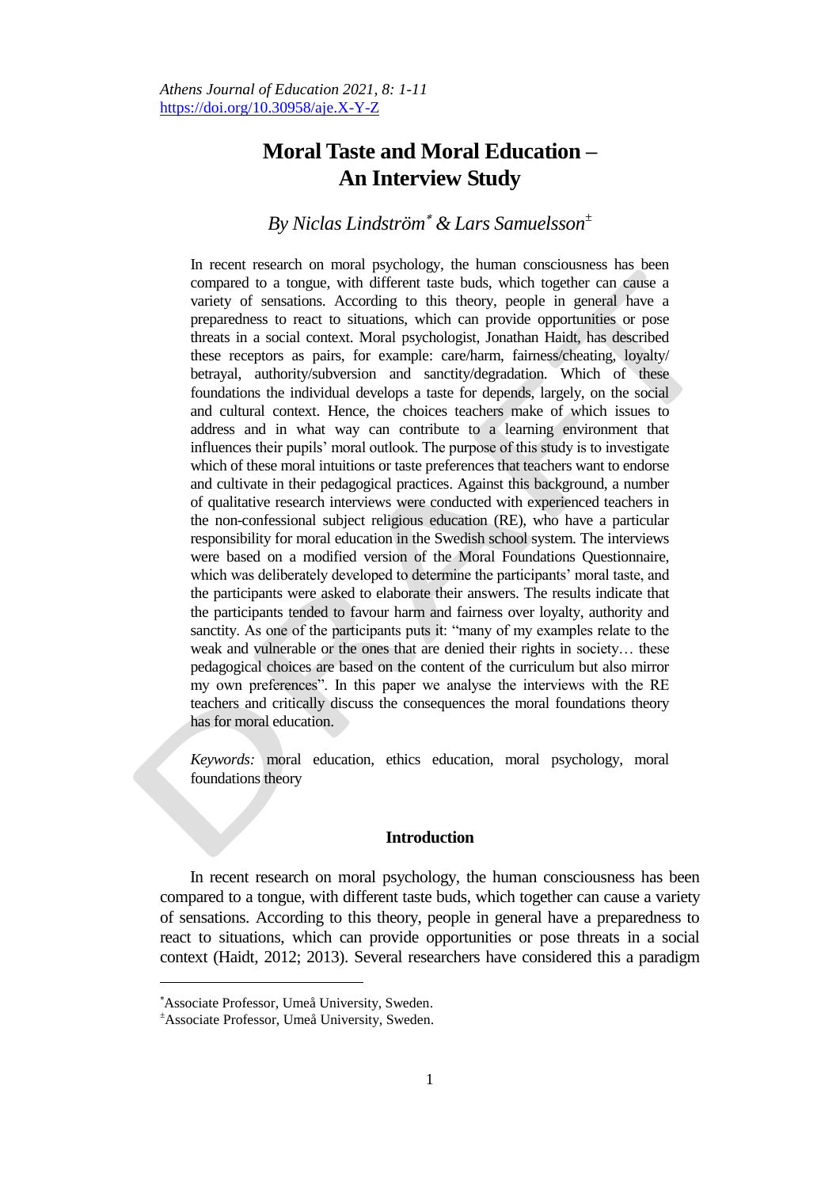Athens Journal of Education 2021, 8: 1-11
https://doi.org/10.30958/aje.X-Y-Z

# Moral Taste and Moral Education – An Interview Study

*By Niclas Lindström[*] & Lars Samuelsson[±]*

In recent research on moral psychology, the human consciousness has been compared to a tongue, with different taste buds, which together can cause a variety of sensations. According to this theory, people in general have a preparedness to react to situations, which can provide opportunities or pose threats in a social context. Moral psychologist, Jonathan Haidt, has described these receptors as pairs, for example: care/harm, fairness/cheating, loyalty/betrayal, authority/subversion and sanctity/degradation. Which of these foundations the individual develops a taste for depends, largely, on the social and cultural context. Hence, the choices teachers make of which issues to address and in what way can contribute to a learning environment that influences their pupils' moral outlook. The purpose of this study is to investigate which of these moral intuitions or taste preferences that teachers want to endorse and cultivate in their pedagogical practices. Against this background, a number of qualitative research interviews were conducted with experienced teachers in the non-confessional subject religious education (RE), who have a particular responsibility for moral education in the Swedish school system. The interviews were based on a modified version of the Moral Foundations Questionnaire, which was deliberately developed to determine the participants' moral taste, and the participants were asked to elaborate their answers. The results indicate that the participants tended to favour harm and fairness over loyalty, authority and sanctity. As one of the participants puts it: "many of my examples relate to the weak and vulnerable or the ones that are denied their rights in society… these pedagogical choices are based on the content of the curriculum but also mirror my own preferences". In this paper we analyse the interviews with the RE teachers and critically discuss the consequences the moral foundations theory has for moral education.

*Keywords:* moral education, ethics education, moral psychology, moral foundations theory

## Introduction

In recent research on moral psychology, the human consciousness has been compared to a tongue, with different taste buds, which together can cause a variety of sensations. According to this theory, people in general have a preparedness to react to situations, which can provide opportunities or pose threats in a social context (Haidt, 2012; 2013). Several researchers have considered this a paradigm

---

[*]Associate Professor, Umeå University, Sweden.
[±]Associate Professor, Umeå University, Sweden.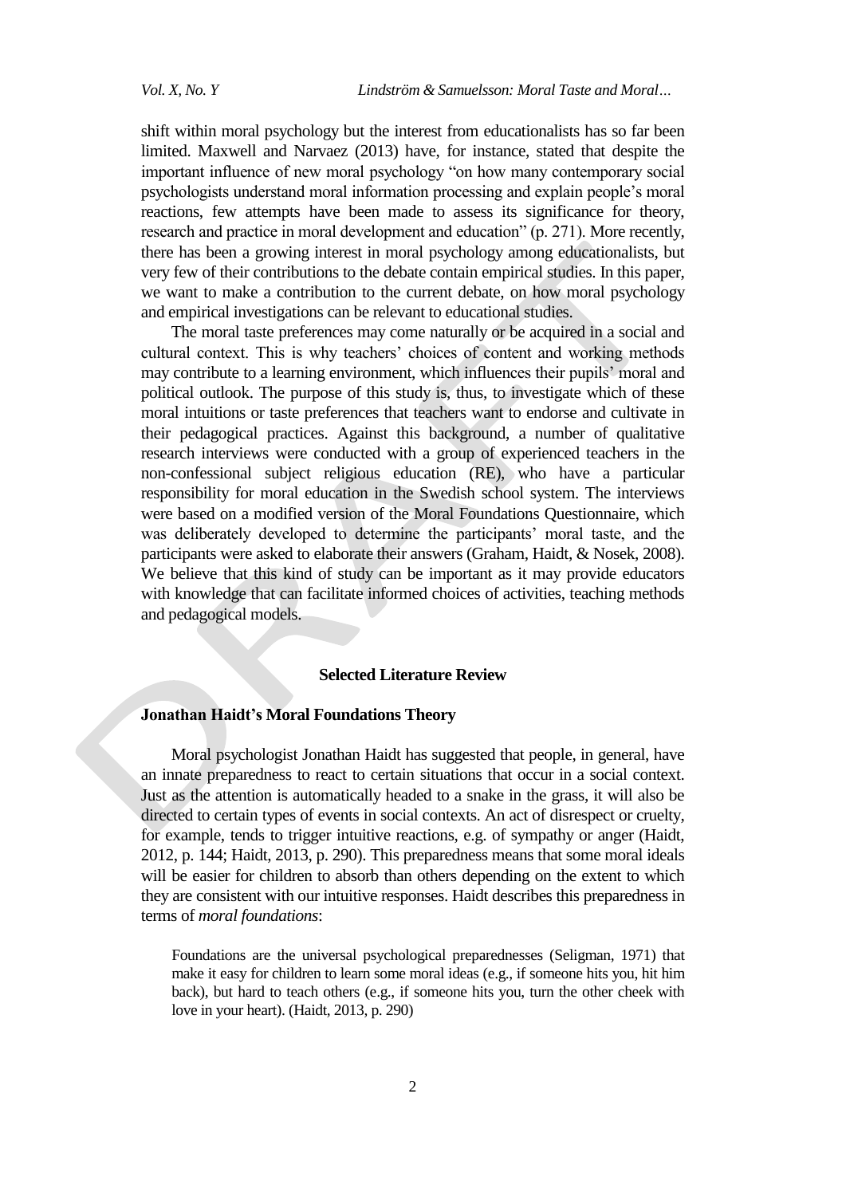shift within moral psychology but the interest from educationalists has so far been limited. Maxwell and Narvaez (2013) have, for instance, stated that despite the important influence of new moral psychology "on how many contemporary social psychologists understand moral information processing and explain people's moral reactions, few attempts have been made to assess its significance for theory, research and practice in moral development and education" (p. 271). More recently, there has been a growing interest in moral psychology among educationalists, but very few of their contributions to the debate contain empirical studies. In this paper, we want to make a contribution to the current debate, on how moral psychology and empirical investigations can be relevant to educational studies.

The moral taste preferences may come naturally or be acquired in a social and cultural context. This is why teachers' choices of content and working methods may contribute to a learning environment, which influences their pupils' moral and political outlook. The purpose of this study is, thus, to investigate which of these moral intuitions or taste preferences that teachers want to endorse and cultivate in their pedagogical practices. Against this background, a number of qualitative research interviews were conducted with a group of experienced teachers in the non-confessional subject religious education (RE), who have a particular responsibility for moral education in the Swedish school system. The interviews were based on a modified version of the Moral Foundations Questionnaire, which was deliberately developed to determine the participants' moral taste, and the participants were asked to elaborate their answers (Graham, Haidt, & Nosek, 2008). We believe that this kind of study can be important as it may provide educators with knowledge that can facilitate informed choices of activities, teaching methods and pedagogical models.

## Selected Literature Review

### Jonathan Haidt's Moral Foundations Theory

Moral psychologist Jonathan Haidt has suggested that people, in general, have an innate preparedness to react to certain situations that occur in a social context. Just as the attention is automatically headed to a snake in the grass, it will also be directed to certain types of events in social contexts. An act of disrespect or cruelty, for example, tends to trigger intuitive reactions, e.g. of sympathy or anger (Haidt, 2012, p. 144; Haidt, 2013, p. 290). This preparedness means that some moral ideals will be easier for children to absorb than others depending on the extent to which they are consistent with our intuitive responses. Haidt describes this preparedness in terms of *moral foundations*:

> Foundations are the universal psychological preparednesses (Seligman, 1971) that make it easy for children to learn some moral ideas (e.g., if someone hits you, hit him back), but hard to teach others (e.g., if someone hits you, turn the other cheek with love in your heart). (Haidt, 2013, p. 290)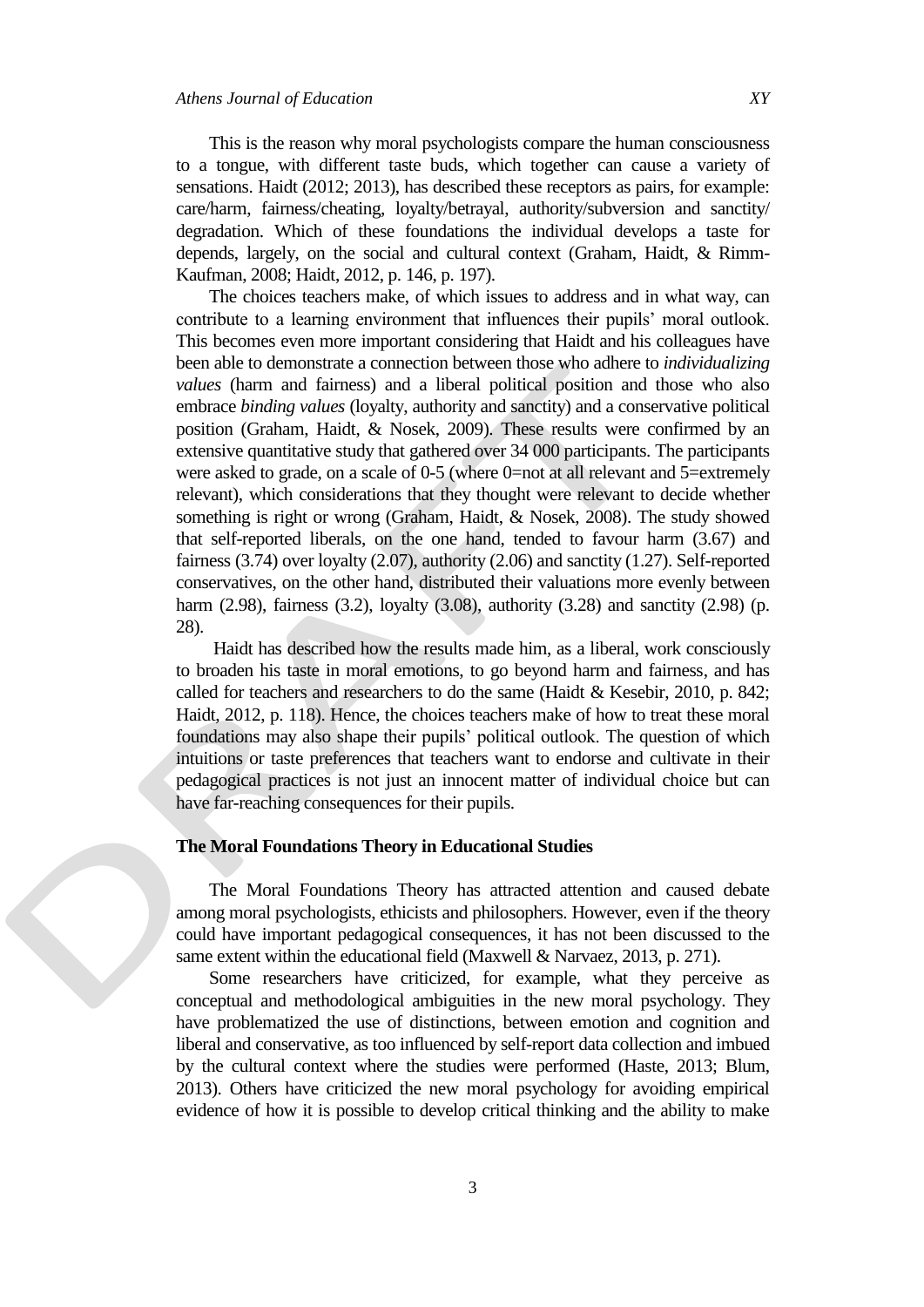This is the reason why moral psychologists compare the human consciousness to a tongue, with different taste buds, which together can cause a variety of sensations. Haidt (2012; 2013), has described these receptors as pairs, for example: care/harm, fairness/cheating, loyalty/betrayal, authority/subversion and sanctity/degradation. Which of these foundations the individual develops a taste for depends, largely, on the social and cultural context (Graham, Haidt, & Rimm-Kaufman, 2008; Haidt, 2012, p. 146, p. 197).

The choices teachers make, of which issues to address and in what way, can contribute to a learning environment that influences their pupils' moral outlook. This becomes even more important considering that Haidt and his colleagues have been able to demonstrate a connection between those who adhere to *individualizing values* (harm and fairness) and a liberal political position and those who also embrace *binding values* (loyalty, authority and sanctity) and a conservative political position (Graham, Haidt, & Nosek, 2009). These results were confirmed by an extensive quantitative study that gathered over 34 000 participants. The participants were asked to grade, on a scale of 0-5 (where 0=not at all relevant and 5=extremely relevant), which considerations that they thought were relevant to decide whether something is right or wrong (Graham, Haidt, & Nosek, 2008). The study showed that self-reported liberals, on the one hand, tended to favour harm (3.67) and fairness (3.74) over loyalty (2.07), authority (2.06) and sanctity (1.27). Self-reported conservatives, on the other hand, distributed their valuations more evenly between harm (2.98), fairness (3.2), loyalty (3.08), authority (3.28) and sanctity (2.98) (p. 28).

Haidt has described how the results made him, as a liberal, work consciously to broaden his taste in moral emotions, to go beyond harm and fairness, and has called for teachers and researchers to do the same (Haidt & Kesebir, 2010, p. 842; Haidt, 2012, p. 118). Hence, the choices teachers make of how to treat these moral foundations may also shape their pupils' political outlook. The question of which intuitions or taste preferences that teachers want to endorse and cultivate in their pedagogical practices is not just an innocent matter of individual choice but can have far-reaching consequences for their pupils.

## The Moral Foundations Theory in Educational Studies

The Moral Foundations Theory has attracted attention and caused debate among moral psychologists, ethicists and philosophers. However, even if the theory could have important pedagogical consequences, it has not been discussed to the same extent within the educational field (Maxwell & Narvaez, 2013, p. 271).

Some researchers have criticized, for example, what they perceive as conceptual and methodological ambiguities in the new moral psychology. They have problematized the use of distinctions, between emotion and cognition and liberal and conservative, as too influenced by self-report data collection and imbued by the cultural context where the studies were performed (Haste, 2013; Blum, 2013). Others have criticized the new moral psychology for avoiding empirical evidence of how it is possible to develop critical thinking and the ability to make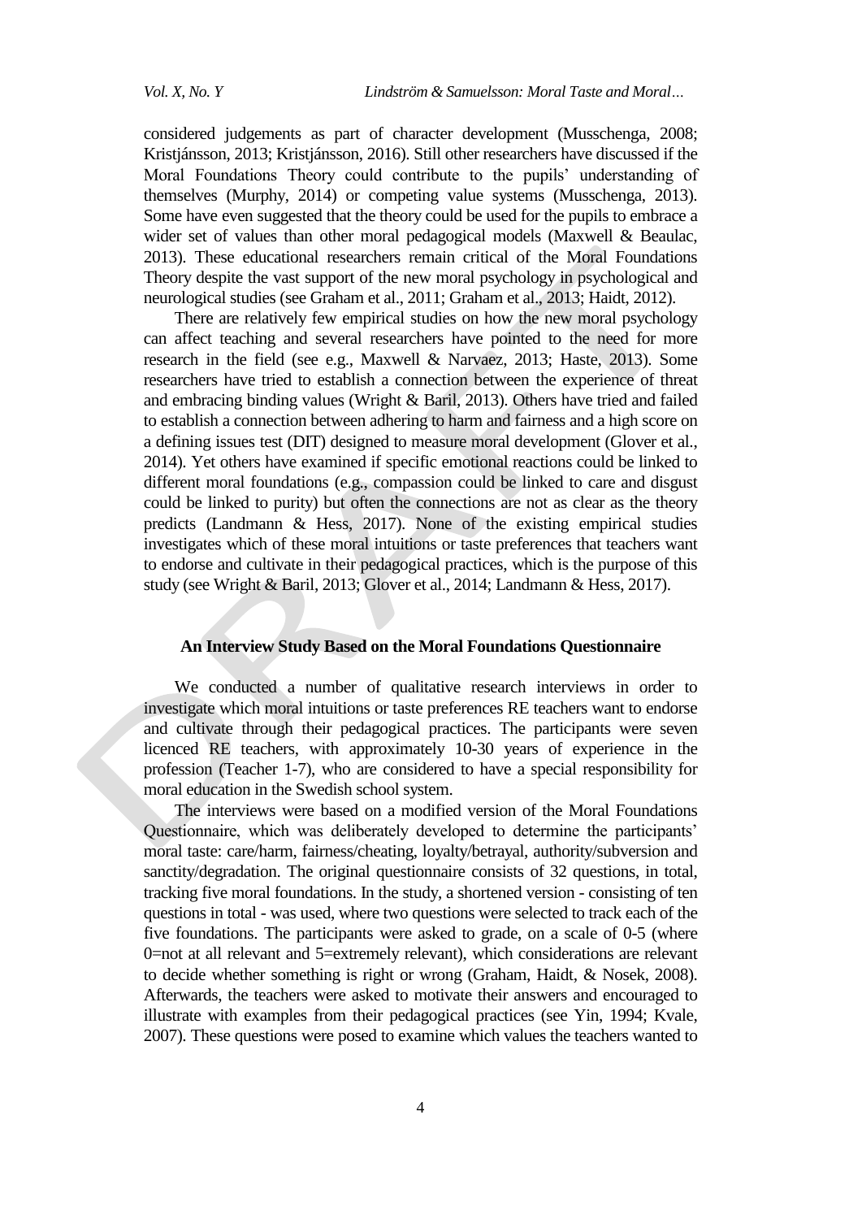considered judgements as part of character development (Musschenga, 2008; Kristjánsson, 2013; Kristjánsson, 2016). Still other researchers have discussed if the Moral Foundations Theory could contribute to the pupils' understanding of themselves (Murphy, 2014) or competing value systems (Musschenga, 2013). Some have even suggested that the theory could be used for the pupils to embrace a wider set of values than other moral pedagogical models (Maxwell & Beaulac, 2013). These educational researchers remain critical of the Moral Foundations Theory despite the vast support of the new moral psychology in psychological and neurological studies (see Graham et al., 2011; Graham et al., 2013; Haidt, 2012).

There are relatively few empirical studies on how the new moral psychology can affect teaching and several researchers have pointed to the need for more research in the field (see e.g., Maxwell & Narvaez, 2013; Haste, 2013). Some researchers have tried to establish a connection between the experience of threat and embracing binding values (Wright & Baril, 2013). Others have tried and failed to establish a connection between adhering to harm and fairness and a high score on a defining issues test (DIT) designed to measure moral development (Glover et al., 2014). Yet others have examined if specific emotional reactions could be linked to different moral foundations (e.g., compassion could be linked to care and disgust could be linked to purity) but often the connections are not as clear as the theory predicts (Landmann & Hess, 2017). None of the existing empirical studies investigates which of these moral intuitions or taste preferences that teachers want to endorse and cultivate in their pedagogical practices, which is the purpose of this study (see Wright & Baril, 2013; Glover et al., 2014; Landmann & Hess, 2017).

## An Interview Study Based on the Moral Foundations Questionnaire

We conducted a number of qualitative research interviews in order to investigate which moral intuitions or taste preferences RE teachers want to endorse and cultivate through their pedagogical practices. The participants were seven licenced RE teachers, with approximately 10-30 years of experience in the profession (Teacher 1-7), who are considered to have a special responsibility for moral education in the Swedish school system.

The interviews were based on a modified version of the Moral Foundations Questionnaire, which was deliberately developed to determine the participants' moral taste: care/harm, fairness/cheating, loyalty/betrayal, authority/subversion and sanctity/degradation. The original questionnaire consists of 32 questions, in total, tracking five moral foundations. In the study, a shortened version - consisting of ten questions in total - was used, where two questions were selected to track each of the five foundations. The participants were asked to grade, on a scale of 0-5 (where 0=not at all relevant and 5=extremely relevant), which considerations are relevant to decide whether something is right or wrong (Graham, Haidt, & Nosek, 2008). Afterwards, the teachers were asked to motivate their answers and encouraged to illustrate with examples from their pedagogical practices (see Yin, 1994; Kvale, 2007). These questions were posed to examine which values the teachers wanted to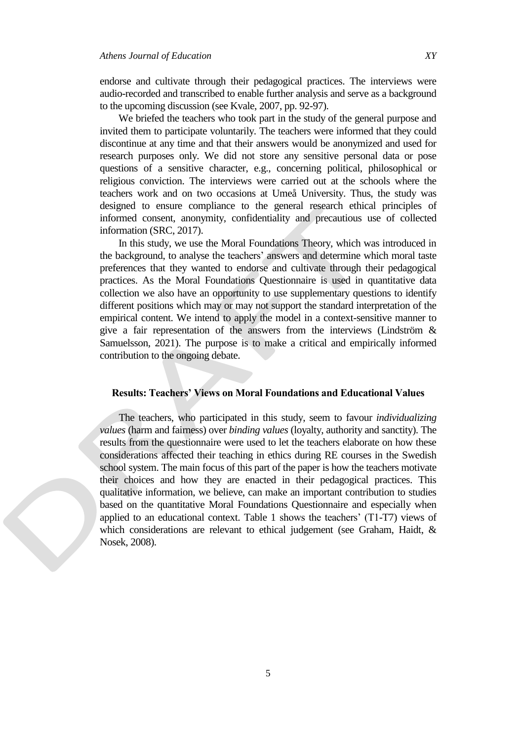endorse and cultivate through their pedagogical practices. The interviews were audio-recorded and transcribed to enable further analysis and serve as a background to the upcoming discussion (see Kvale, 2007, pp. 92-97).

We briefed the teachers who took part in the study of the general purpose and invited them to participate voluntarily. The teachers were informed that they could discontinue at any time and that their answers would be anonymized and used for research purposes only. We did not store any sensitive personal data or pose questions of a sensitive character, e.g., concerning political, philosophical or religious conviction. The interviews were carried out at the schools where the teachers work and on two occasions at Umeå University. Thus, the study was designed to ensure compliance to the general research ethical principles of informed consent, anonymity, confidentiality and precautious use of collected information (SRC, 2017).

In this study, we use the Moral Foundations Theory, which was introduced in the background, to analyse the teachers' answers and determine which moral taste preferences that they wanted to endorse and cultivate through their pedagogical practices. As the Moral Foundations Questionnaire is used in quantitative data collection we also have an opportunity to use supplementary questions to identify different positions which may or may not support the standard interpretation of the empirical content. We intend to apply the model in a context-sensitive manner to give a fair representation of the answers from the interviews (Lindström & Samuelsson, 2021). The purpose is to make a critical and empirically informed contribution to the ongoing debate.

## Results: Teachers' Views on Moral Foundations and Educational Values

The teachers, who participated in this study, seem to favour *individualizing values* (harm and fairness) over *binding values* (loyalty, authority and sanctity). The results from the questionnaire were used to let the teachers elaborate on how these considerations affected their teaching in ethics during RE courses in the Swedish school system. The main focus of this part of the paper is how the teachers motivate their choices and how they are enacted in their pedagogical practices. This qualitative information, we believe, can make an important contribution to studies based on the quantitative Moral Foundations Questionnaire and especially when applied to an educational context. Table 1 shows the teachers' (T1-T7) views of which considerations are relevant to ethical judgement (see Graham, Haidt, & Nosek, 2008).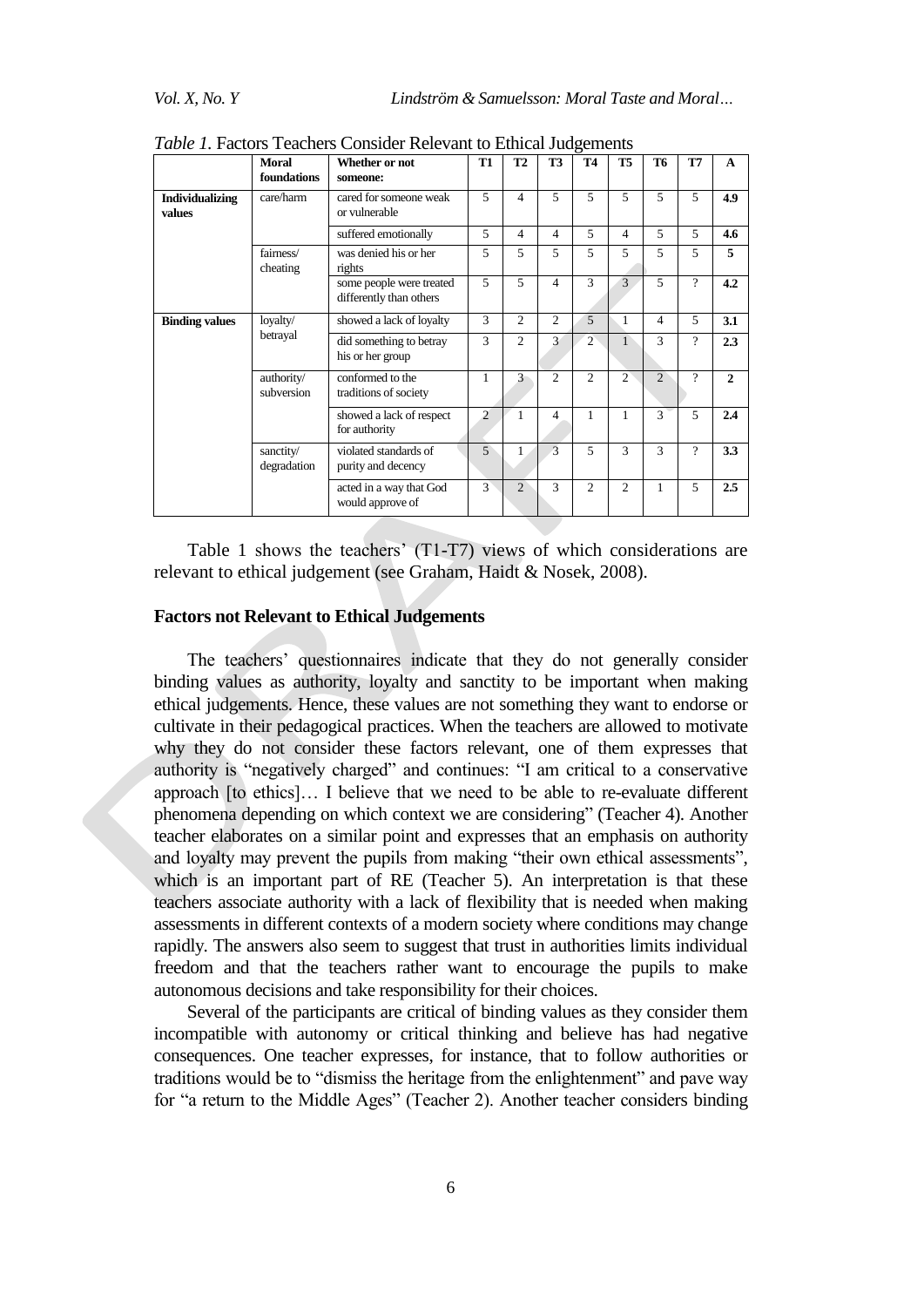*Table 1.* Factors Teachers Consider Relevant to Ethical Judgements

| | Moral foundations | Whether or not someone: | T1 | T2 | T3 | T4 | T5 | T6 | T7 | A |
|---|---|---|---|---|---|---|---|---|---|---|
| **Individualizing values** | care/harm | cared for someone weak or vulnerable | 5 | 4 | 5 | 5 | 5 | 5 | 5 | **4.9** |
| | | suffered emotionally | 5 | 4 | 4 | 5 | 4 | 5 | 5 | **4.6** |
| | fairness/ cheating | was denied his or her rights | 5 | 5 | 5 | 5 | 5 | 5 | 5 | **5** |
| | | some people were treated differently than others | 5 | 5 | 4 | 3 | 3 | 5 | ? | **4.2** |
| **Binding values** | loyalty/ betrayal | showed a lack of loyalty | 3 | 2 | 2 | 5 | 1 | 4 | 5 | **3.1** |
| | | did something to betray his or her group | 3 | 2 | 3 | 2 | 1 | 3 | ? | **2.3** |
| | authority/ subversion | conformed to the traditions of society | 1 | 3 | 2 | 2 | 2 | 2 | ? | **2** |
| | | showed a lack of respect for authority | 2 | 1 | 4 | 1 | 1 | 3 | 5 | **2.4** |
| | sanctity/ degradation | violated standards of purity and decency | 5 | 1 | 3 | 5 | 3 | 3 | ? | **3.3** |
| | | acted in a way that God would approve of | 3 | 2 | 3 | 2 | 2 | 1 | 5 | **2.5** |

Table 1 shows the teachers' (T1-T7) views of which considerations are relevant to ethical judgement (see Graham, Haidt & Nosek, 2008).

### Factors not Relevant to Ethical Judgements

The teachers' questionnaires indicate that they do not generally consider binding values as authority, loyalty and sanctity to be important when making ethical judgements. Hence, these values are not something they want to endorse or cultivate in their pedagogical practices. When the teachers are allowed to motivate why they do not consider these factors relevant, one of them expresses that authority is "negatively charged" and continues: "I am critical to a conservative approach [to ethics]… I believe that we need to be able to re-evaluate different phenomena depending on which context we are considering" (Teacher 4). Another teacher elaborates on a similar point and expresses that an emphasis on authority and loyalty may prevent the pupils from making "their own ethical assessments", which is an important part of RE (Teacher 5). An interpretation is that these teachers associate authority with a lack of flexibility that is needed when making assessments in different contexts of a modern society where conditions may change rapidly. The answers also seem to suggest that trust in authorities limits individual freedom and that the teachers rather want to encourage the pupils to make autonomous decisions and take responsibility for their choices.

Several of the participants are critical of binding values as they consider them incompatible with autonomy or critical thinking and believe has had negative consequences. One teacher expresses, for instance, that to follow authorities or traditions would be to "dismiss the heritage from the enlightenment" and pave way for "a return to the Middle Ages" (Teacher 2). Another teacher considers binding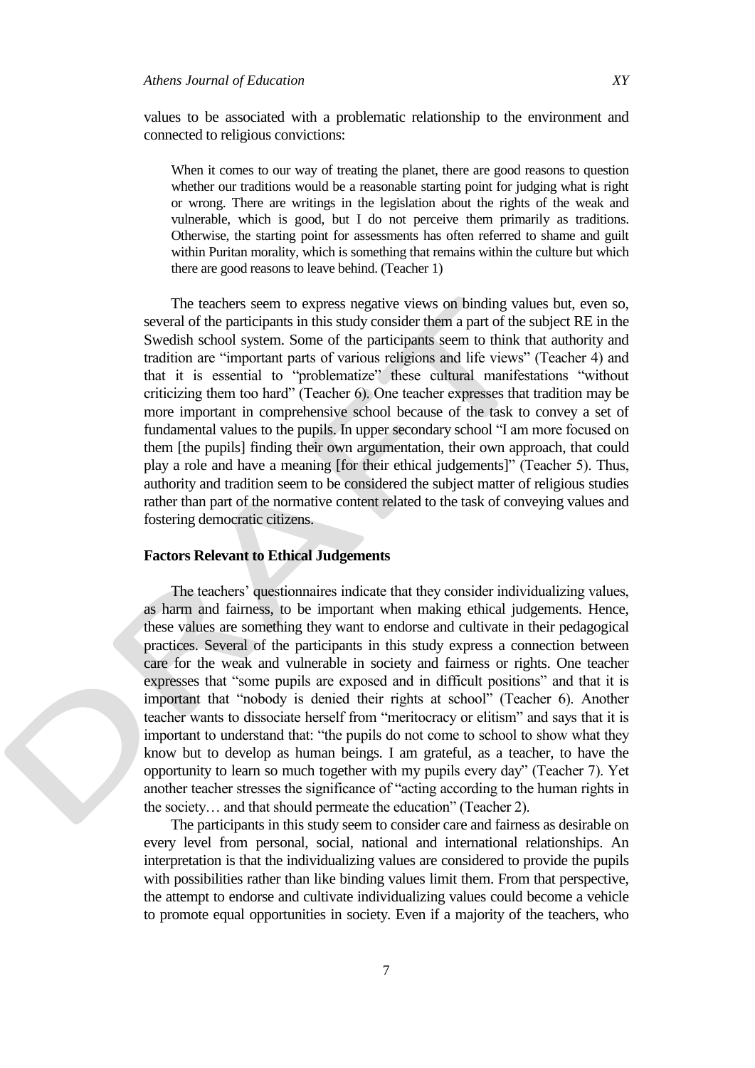values to be associated with a problematic relationship to the environment and connected to religious convictions:

> When it comes to our way of treating the planet, there are good reasons to question whether our traditions would be a reasonable starting point for judging what is right or wrong. There are writings in the legislation about the rights of the weak and vulnerable, which is good, but I do not perceive them primarily as traditions. Otherwise, the starting point for assessments has often referred to shame and guilt within Puritan morality, which is something that remains within the culture but which there are good reasons to leave behind. (Teacher 1)

The teachers seem to express negative views on binding values but, even so, several of the participants in this study consider them a part of the subject RE in the Swedish school system. Some of the participants seem to think that authority and tradition are "important parts of various religions and life views" (Teacher 4) and that it is essential to "problematize" these cultural manifestations "without criticizing them too hard" (Teacher 6). One teacher expresses that tradition may be more important in comprehensive school because of the task to convey a set of fundamental values to the pupils. In upper secondary school "I am more focused on them [the pupils] finding their own argumentation, their own approach, that could play a role and have a meaning [for their ethical judgements]" (Teacher 5). Thus, authority and tradition seem to be considered the subject matter of religious studies rather than part of the normative content related to the task of conveying values and fostering democratic citizens.

### Factors Relevant to Ethical Judgements

The teachers' questionnaires indicate that they consider individualizing values, as harm and fairness, to be important when making ethical judgements. Hence, these values are something they want to endorse and cultivate in their pedagogical practices. Several of the participants in this study express a connection between care for the weak and vulnerable in society and fairness or rights. One teacher expresses that "some pupils are exposed and in difficult positions" and that it is important that "nobody is denied their rights at school" (Teacher 6). Another teacher wants to dissociate herself from "meritocracy or elitism" and says that it is important to understand that: "the pupils do not come to school to show what they know but to develop as human beings. I am grateful, as a teacher, to have the opportunity to learn so much together with my pupils every day" (Teacher 7). Yet another teacher stresses the significance of "acting according to the human rights in the society… and that should permeate the education" (Teacher 2).

The participants in this study seem to consider care and fairness as desirable on every level from personal, social, national and international relationships. An interpretation is that the individualizing values are considered to provide the pupils with possibilities rather than like binding values limit them. From that perspective, the attempt to endorse and cultivate individualizing values could become a vehicle to promote equal opportunities in society. Even if a majority of the teachers, who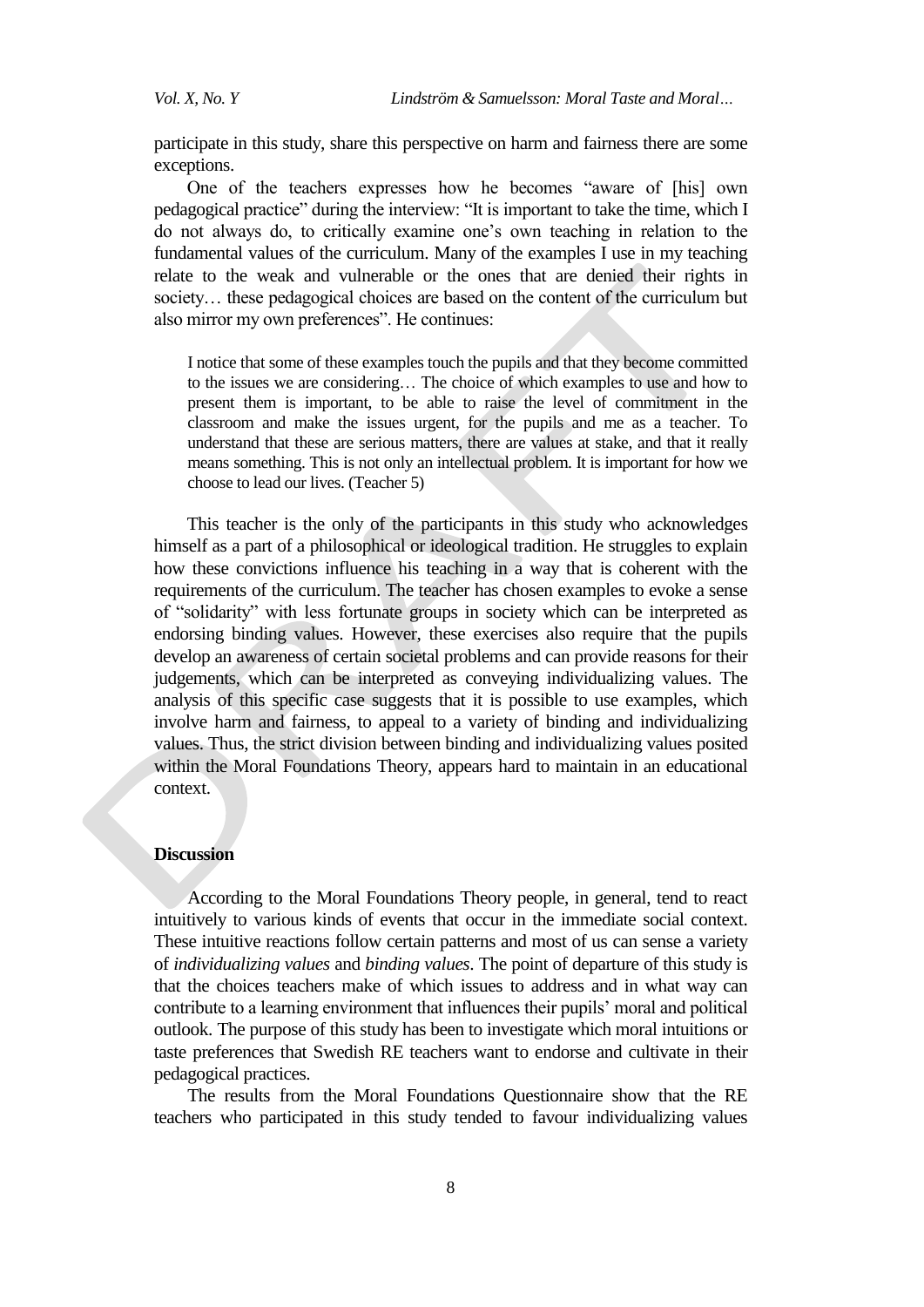participate in this study, share this perspective on harm and fairness there are some exceptions.

One of the teachers expresses how he becomes "aware of [his] own pedagogical practice" during the interview: "It is important to take the time, which I do not always do, to critically examine one's own teaching in relation to the fundamental values of the curriculum. Many of the examples I use in my teaching relate to the weak and vulnerable or the ones that are denied their rights in society… these pedagogical choices are based on the content of the curriculum but also mirror my own preferences". He continues:

> I notice that some of these examples touch the pupils and that they become committed to the issues we are considering… The choice of which examples to use and how to present them is important, to be able to raise the level of commitment in the classroom and make the issues urgent, for the pupils and me as a teacher. To understand that these are serious matters, there are values at stake, and that it really means something. This is not only an intellectual problem. It is important for how we choose to lead our lives. (Teacher 5)

This teacher is the only of the participants in this study who acknowledges himself as a part of a philosophical or ideological tradition. He struggles to explain how these convictions influence his teaching in a way that is coherent with the requirements of the curriculum. The teacher has chosen examples to evoke a sense of "solidarity" with less fortunate groups in society which can be interpreted as endorsing binding values. However, these exercises also require that the pupils develop an awareness of certain societal problems and can provide reasons for their judgements, which can be interpreted as conveying individualizing values. The analysis of this specific case suggests that it is possible to use examples, which involve harm and fairness, to appeal to a variety of binding and individualizing values. Thus, the strict division between binding and individualizing values posited within the Moral Foundations Theory, appears hard to maintain in an educational context.

## Discussion

According to the Moral Foundations Theory people, in general, tend to react intuitively to various kinds of events that occur in the immediate social context. These intuitive reactions follow certain patterns and most of us can sense a variety of *individualizing values* and *binding values*. The point of departure of this study is that the choices teachers make of which issues to address and in what way can contribute to a learning environment that influences their pupils' moral and political outlook. The purpose of this study has been to investigate which moral intuitions or taste preferences that Swedish RE teachers want to endorse and cultivate in their pedagogical practices.

The results from the Moral Foundations Questionnaire show that the RE teachers who participated in this study tended to favour individualizing values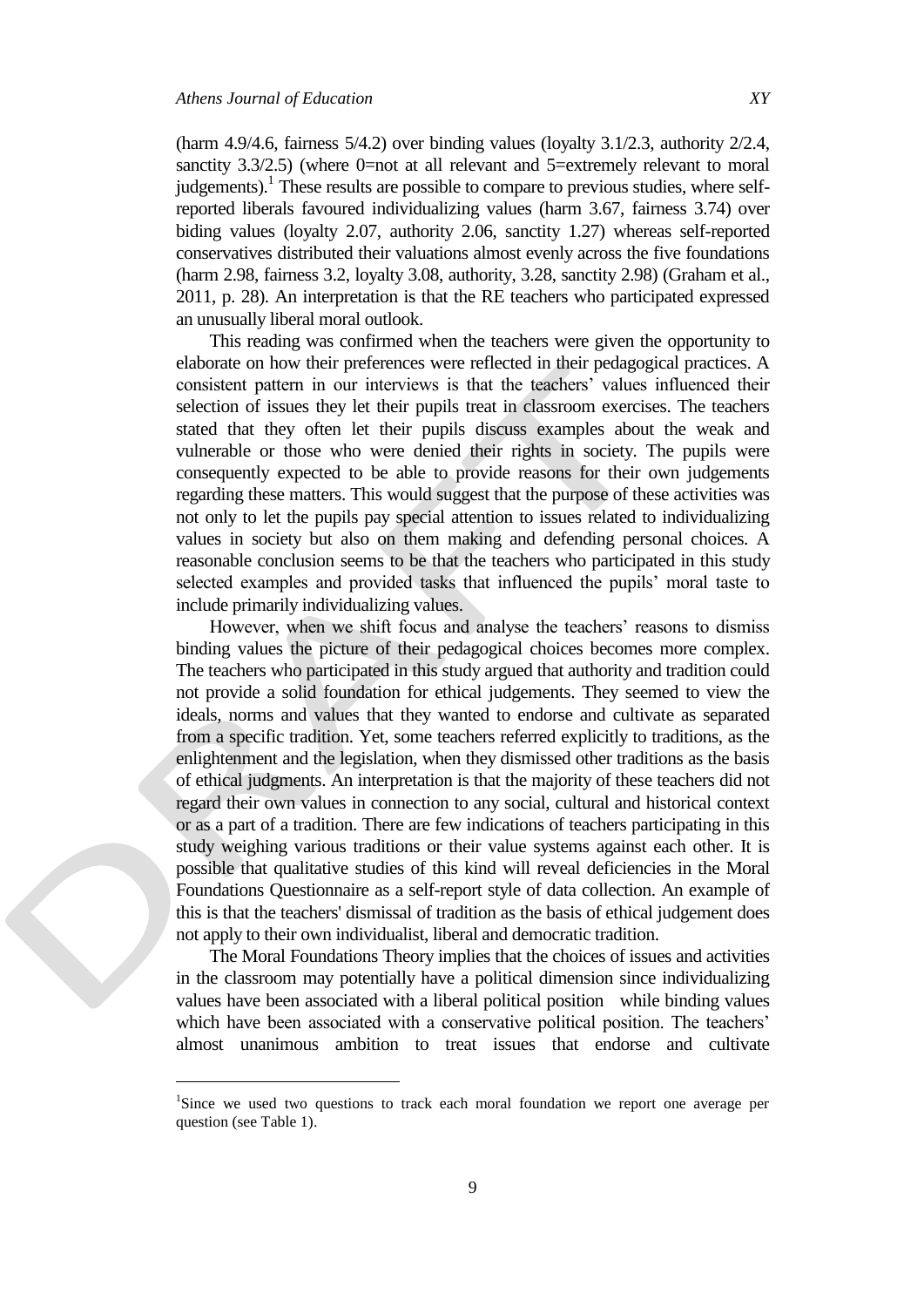(harm 4.9/4.6, fairness 5/4.2) over binding values (loyalty 3.1/2.3, authority 2/2.4, sanctity 3.3/2.5) (where 0=not at all relevant and 5=extremely relevant to moral judgements).[1] These results are possible to compare to previous studies, where self-reported liberals favoured individualizing values (harm 3.67, fairness 3.74) over biding values (loyalty 2.07, authority 2.06, sanctity 1.27) whereas self-reported conservatives distributed their valuations almost evenly across the five foundations (harm 2.98, fairness 3.2, loyalty 3.08, authority, 3.28, sanctity 2.98) (Graham et al., 2011, p. 28). An interpretation is that the RE teachers who participated expressed an unusually liberal moral outlook.

This reading was confirmed when the teachers were given the opportunity to elaborate on how their preferences were reflected in their pedagogical practices. A consistent pattern in our interviews is that the teachers' values influenced their selection of issues they let their pupils treat in classroom exercises. The teachers stated that they often let their pupils discuss examples about the weak and vulnerable or those who were denied their rights in society. The pupils were consequently expected to be able to provide reasons for their own judgements regarding these matters. This would suggest that the purpose of these activities was not only to let the pupils pay special attention to issues related to individualizing values in society but also on them making and defending personal choices. A reasonable conclusion seems to be that the teachers who participated in this study selected examples and provided tasks that influenced the pupils' moral taste to include primarily individualizing values.

However, when we shift focus and analyse the teachers' reasons to dismiss binding values the picture of their pedagogical choices becomes more complex. The teachers who participated in this study argued that authority and tradition could not provide a solid foundation for ethical judgements. They seemed to view the ideals, norms and values that they wanted to endorse and cultivate as separated from a specific tradition. Yet, some teachers referred explicitly to traditions, as the enlightenment and the legislation, when they dismissed other traditions as the basis of ethical judgments. An interpretation is that the majority of these teachers did not regard their own values in connection to any social, cultural and historical context or as a part of a tradition. There are few indications of teachers participating in this study weighing various traditions or their value systems against each other. It is possible that qualitative studies of this kind will reveal deficiencies in the Moral Foundations Questionnaire as a self-report style of data collection. An example of this is that the teachers' dismissal of tradition as the basis of ethical judgement does not apply to their own individualist, liberal and democratic tradition.

The Moral Foundations Theory implies that the choices of issues and activities in the classroom may potentially have a political dimension since individualizing values have been associated with a liberal political position while binding values which have been associated with a conservative political position. The teachers' almost unanimous ambition to treat issues that endorse and cultivate

---

[1] Since we used two questions to track each moral foundation we report one average per question (see Table 1).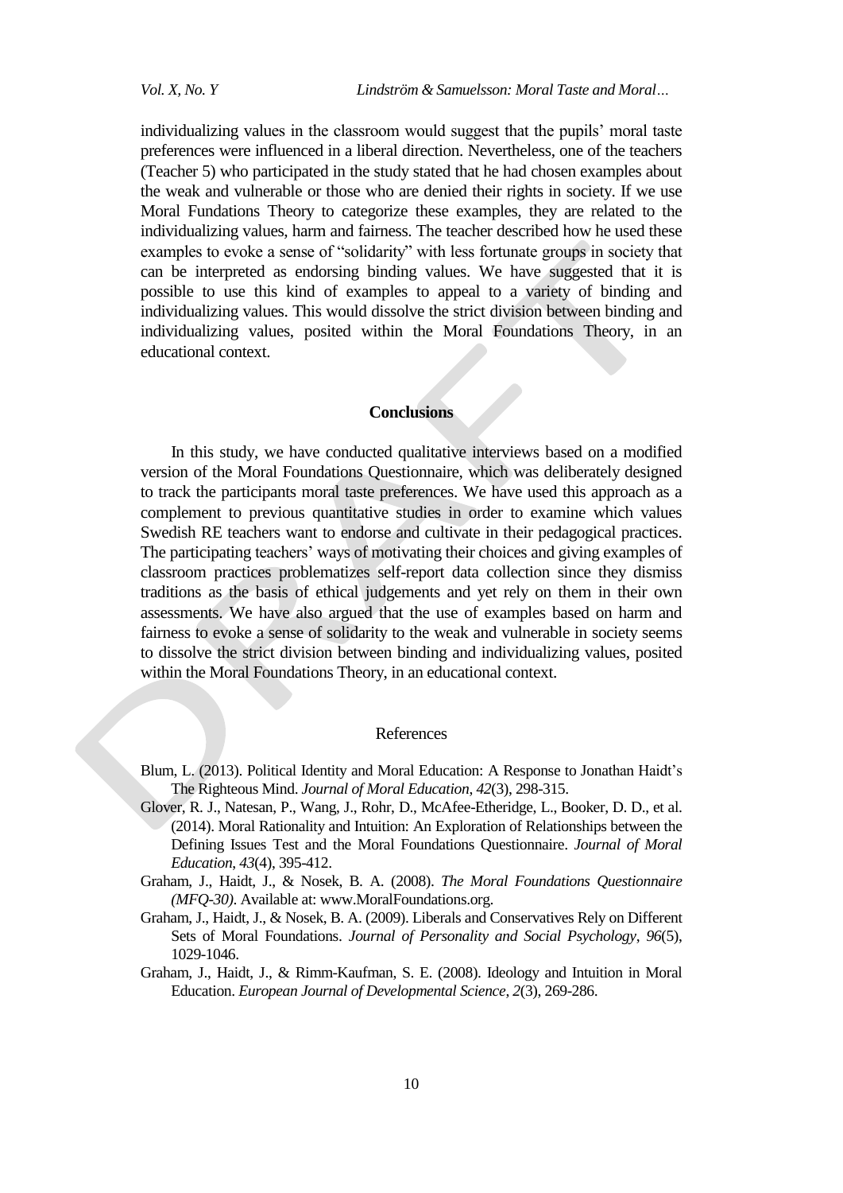individualizing values in the classroom would suggest that the pupils' moral taste preferences were influenced in a liberal direction. Nevertheless, one of the teachers (Teacher 5) who participated in the study stated that he had chosen examples about the weak and vulnerable or those who are denied their rights in society. If we use Moral Fundations Theory to categorize these examples, they are related to the individualizing values, harm and fairness. The teacher described how he used these examples to evoke a sense of "solidarity" with less fortunate groups in society that can be interpreted as endorsing binding values. We have suggested that it is possible to use this kind of examples to appeal to a variety of binding and individualizing values. This would dissolve the strict division between binding and individualizing values, posited within the Moral Foundations Theory, in an educational context.

## Conclusions

In this study, we have conducted qualitative interviews based on a modified version of the Moral Foundations Questionnaire, which was deliberately designed to track the participants moral taste preferences. We have used this approach as a complement to previous quantitative studies in order to examine which values Swedish RE teachers want to endorse and cultivate in their pedagogical practices. The participating teachers' ways of motivating their choices and giving examples of classroom practices problematizes self-report data collection since they dismiss traditions as the basis of ethical judgements and yet rely on them in their own assessments. We have also argued that the use of examples based on harm and fairness to evoke a sense of solidarity to the weak and vulnerable in society seems to dissolve the strict division between binding and individualizing values, posited within the Moral Foundations Theory, in an educational context.

## References

Blum, L. (2013). Political Identity and Moral Education: A Response to Jonathan Haidt's The Righteous Mind. *Journal of Moral Education*, *42*(3), 298-315.

Glover, R. J., Natesan, P., Wang, J., Rohr, D., McAfee-Etheridge, L., Booker, D. D., et al. (2014). Moral Rationality and Intuition: An Exploration of Relationships between the Defining Issues Test and the Moral Foundations Questionnaire. *Journal of Moral Education*, *43*(4), 395-412.

Graham, J., Haidt, J., & Nosek, B. A. (2008). *The Moral Foundations Questionnaire (MFQ-30)*. Available at: www.MoralFoundations.org.

Graham, J., Haidt, J., & Nosek, B. A. (2009). Liberals and Conservatives Rely on Different Sets of Moral Foundations. *Journal of Personality and Social Psychology*, *96*(5), 1029-1046.

Graham, J., Haidt, J., & Rimm-Kaufman, S. E. (2008). Ideology and Intuition in Moral Education. *European Journal of Developmental Science*, *2*(3), 269-286.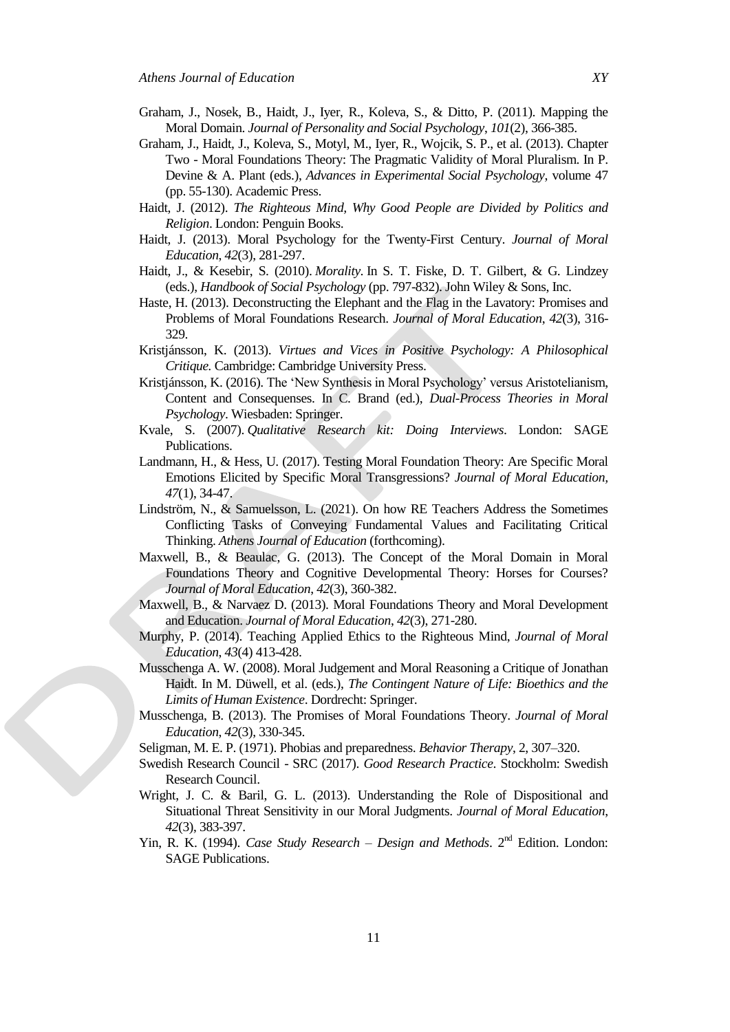Graham, J., Nosek, B., Haidt, J., Iyer, R., Koleva, S., & Ditto, P. (2011). Mapping the Moral Domain. *Journal of Personality and Social Psychology*, *101*(2), 366-385.

Graham, J., Haidt, J., Koleva, S., Motyl, M., Iyer, R., Wojcik, S. P., et al. (2013). Chapter Two - Moral Foundations Theory: The Pragmatic Validity of Moral Pluralism. In P. Devine & A. Plant (eds.), *Advances in Experimental Social Psychology*, volume 47 (pp. 55-130). Academic Press.

Haidt, J. (2012). *The Righteous Mind, Why Good People are Divided by Politics and Religion*. London: Penguin Books.

Haidt, J. (2013). Moral Psychology for the Twenty-First Century. *Journal of Moral Education*, *42*(3), 281-297.

Haidt, J., & Kesebir, S. (2010). *Morality*. In S. T. Fiske, D. T. Gilbert, & G. Lindzey (eds.), *Handbook of Social Psychology* (pp. 797-832). John Wiley & Sons, Inc.

Haste, H. (2013). Deconstructing the Elephant and the Flag in the Lavatory: Promises and Problems of Moral Foundations Research. *Journal of Moral Education*, *42*(3), 316-329.

Kristjánsson, K. (2013). *Virtues and Vices in Positive Psychology: A Philosophical Critique.* Cambridge: Cambridge University Press.

Kristjánsson, K. (2016). The 'New Synthesis in Moral Psychology' versus Aristotelianism, Content and Consequenses. In C. Brand (ed.), *Dual-Process Theories in Moral Psychology*. Wiesbaden: Springer.

Kvale, S. (2007). *Qualitative Research kit: Doing Interviews*. London: SAGE Publications.

Landmann, H., & Hess, U. (2017). Testing Moral Foundation Theory: Are Specific Moral Emotions Elicited by Specific Moral Transgressions? *Journal of Moral Education*, *47*(1), 34-47.

Lindström, N., & Samuelsson, L. (2021). On how RE Teachers Address the Sometimes Conflicting Tasks of Conveying Fundamental Values and Facilitating Critical Thinking. *Athens Journal of Education* (forthcoming).

Maxwell, B., & Beaulac, G. (2013). The Concept of the Moral Domain in Moral Foundations Theory and Cognitive Developmental Theory: Horses for Courses? *Journal of Moral Education*, *42*(3), 360-382.

Maxwell, B., & Narvaez D. (2013). Moral Foundations Theory and Moral Development and Education. *Journal of Moral Education*, *42*(3), 271-280.

Murphy, P. (2014). Teaching Applied Ethics to the Righteous Mind, *Journal of Moral Education*, *43*(4) 413-428.

Musschenga A. W. (2008). Moral Judgement and Moral Reasoning a Critique of Jonathan Haidt. In M. Düwell, et al. (eds.), *The Contingent Nature of Life: Bioethics and the Limits of Human Existence*. Dordrecht: Springer.

Musschenga, B. (2013). The Promises of Moral Foundations Theory. *Journal of Moral Education*, *42*(3), 330-345.

Seligman, M. E. P. (1971). Phobias and preparedness. *Behavior Therapy*, 2, 307–320.

Swedish Research Council - SRC (2017). *Good Research Practice*. Stockholm: Swedish Research Council.

Wright, J. C. & Baril, G. L. (2013). Understanding the Role of Dispositional and Situational Threat Sensitivity in our Moral Judgments. *Journal of Moral Education*, *42*(3), 383-397.

Yin, R. K. (1994). *Case Study Research – Design and Methods*. 2nd Edition. London: SAGE Publications.